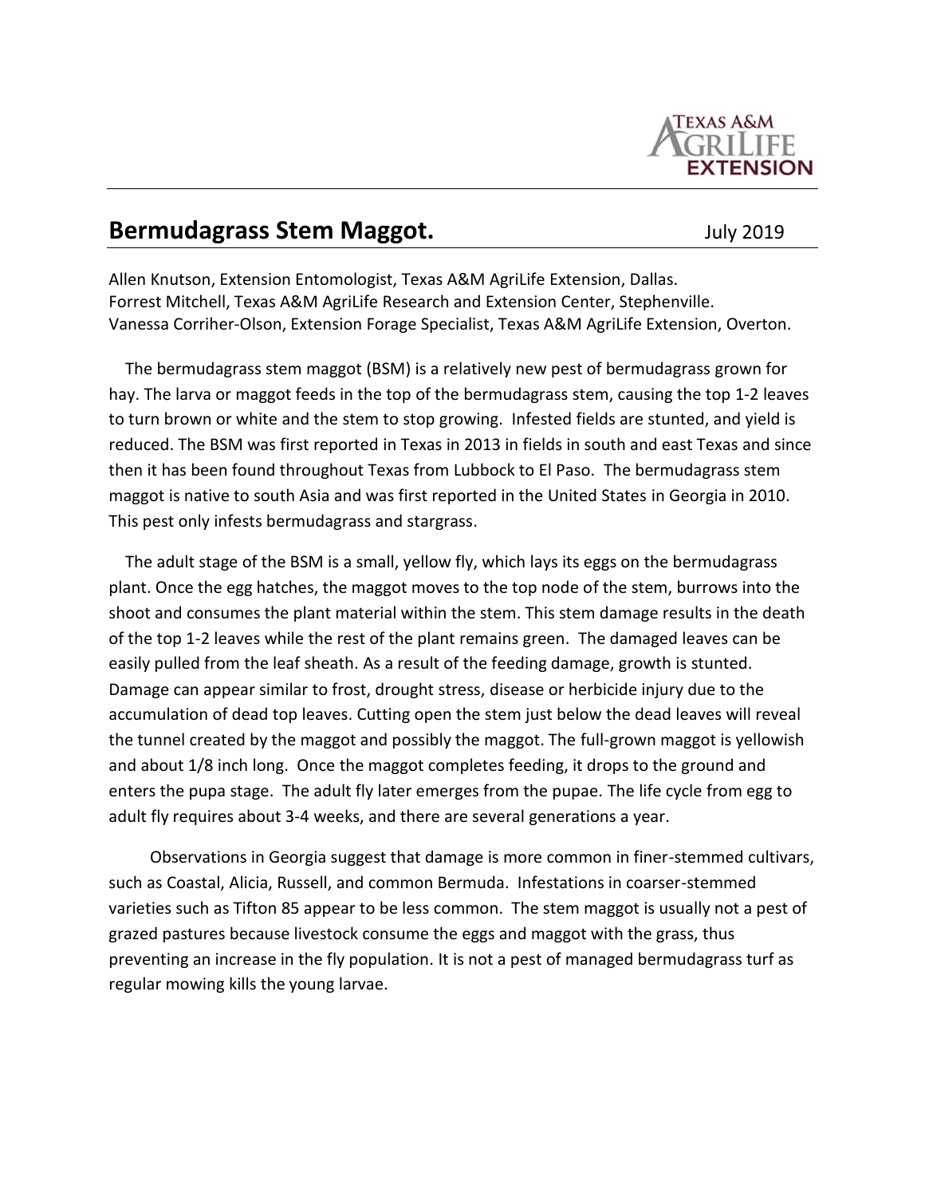Texas A&M AgriLife Extension

# Bermudagrass Stem Maggot.

July 2019

Allen Knutson, Extension Entomologist, Texas A&M AgriLife Extension, Dallas.
Forrest Mitchell, Texas A&M AgriLife Research and Extension Center, Stephenville.
Vanessa Corriher-Olson, Extension Forage Specialist, Texas A&M AgriLife Extension, Overton.

The bermudagrass stem maggot (BSM) is a relatively new pest of bermudagrass grown for hay. The larva or maggot feeds in the top of the bermudagrass stem, causing the top 1-2 leaves to turn brown or white and the stem to stop growing. Infested fields are stunted, and yield is reduced. The BSM was first reported in Texas in 2013 in fields in south and east Texas and since then it has been found throughout Texas from Lubbock to El Paso. The bermudagrass stem maggot is native to south Asia and was first reported in the United States in Georgia in 2010. This pest only infests bermudagrass and stargrass.

The adult stage of the BSM is a small, yellow fly, which lays its eggs on the bermudagrass plant. Once the egg hatches, the maggot moves to the top node of the stem, burrows into the shoot and consumes the plant material within the stem. This stem damage results in the death of the top 1-2 leaves while the rest of the plant remains green. The damaged leaves can be easily pulled from the leaf sheath. As a result of the feeding damage, growth is stunted. Damage can appear similar to frost, drought stress, disease or herbicide injury due to the accumulation of dead top leaves. Cutting open the stem just below the dead leaves will reveal the tunnel created by the maggot and possibly the maggot. The full-grown maggot is yellowish and about 1/8 inch long. Once the maggot completes feeding, it drops to the ground and enters the pupa stage. The adult fly later emerges from the pupae. The life cycle from egg to adult fly requires about 3-4 weeks, and there are several generations a year.

Observations in Georgia suggest that damage is more common in finer-stemmed cultivars, such as Coastal, Alicia, Russell, and common Bermuda. Infestations in coarser-stemmed varieties such as Tifton 85 appear to be less common. The stem maggot is usually not a pest of grazed pastures because livestock consume the eggs and maggot with the grass, thus preventing an increase in the fly population. It is not a pest of managed bermudagrass turf as regular mowing kills the young larvae.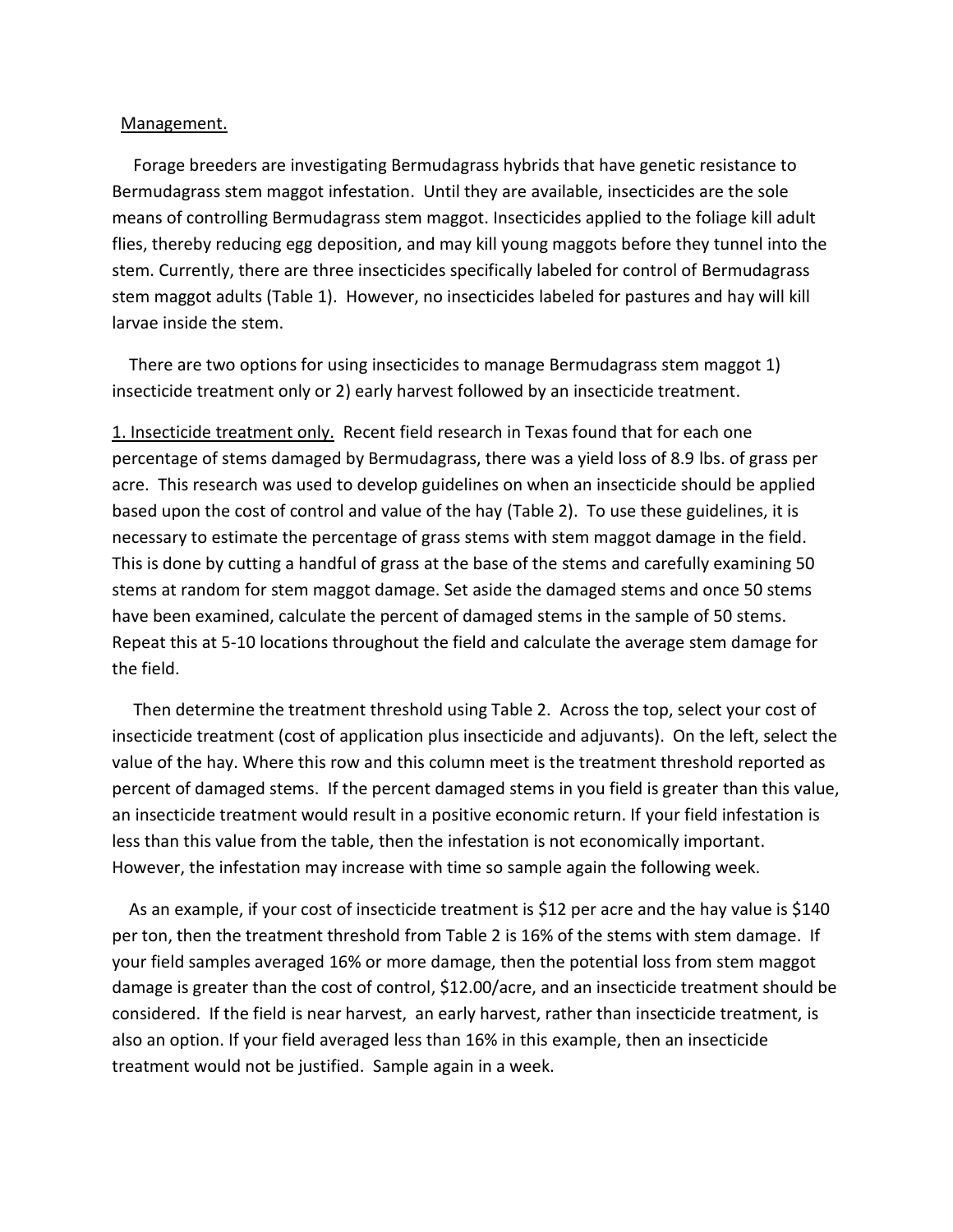Management.

Forage breeders are investigating Bermudagrass hybrids that have genetic resistance to Bermudagrass stem maggot infestation. Until they are available, insecticides are the sole means of controlling Bermudagrass stem maggot. Insecticides applied to the foliage kill adult flies, thereby reducing egg deposition, and may kill young maggots before they tunnel into the stem. Currently, there are three insecticides specifically labeled for control of Bermudagrass stem maggot adults (Table 1). However, no insecticides labeled for pastures and hay will kill larvae inside the stem.

There are two options for using insecticides to manage Bermudagrass stem maggot 1) insecticide treatment only or 2) early harvest followed by an insecticide treatment.

1. Insecticide treatment only. Recent field research in Texas found that for each one percentage of stems damaged by Bermudagrass, there was a yield loss of 8.9 lbs. of grass per acre. This research was used to develop guidelines on when an insecticide should be applied based upon the cost of control and value of the hay (Table 2). To use these guidelines, it is necessary to estimate the percentage of grass stems with stem maggot damage in the field. This is done by cutting a handful of grass at the base of the stems and carefully examining 50 stems at random for stem maggot damage. Set aside the damaged stems and once 50 stems have been examined, calculate the percent of damaged stems in the sample of 50 stems. Repeat this at 5-10 locations throughout the field and calculate the average stem damage for the field.

Then determine the treatment threshold using Table 2. Across the top, select your cost of insecticide treatment (cost of application plus insecticide and adjuvants). On the left, select the value of the hay. Where this row and this column meet is the treatment threshold reported as percent of damaged stems. If the percent damaged stems in you field is greater than this value, an insecticide treatment would result in a positive economic return. If your field infestation is less than this value from the table, then the infestation is not economically important. However, the infestation may increase with time so sample again the following week.

As an example, if your cost of insecticide treatment is $12 per acre and the hay value is $140 per ton, then the treatment threshold from Table 2 is 16% of the stems with stem damage. If your field samples averaged 16% or more damage, then the potential loss from stem maggot damage is greater than the cost of control, $12.00/acre, and an insecticide treatment should be considered. If the field is near harvest, an early harvest, rather than insecticide treatment, is also an option. If your field averaged less than 16% in this example, then an insecticide treatment would not be justified. Sample again in a week.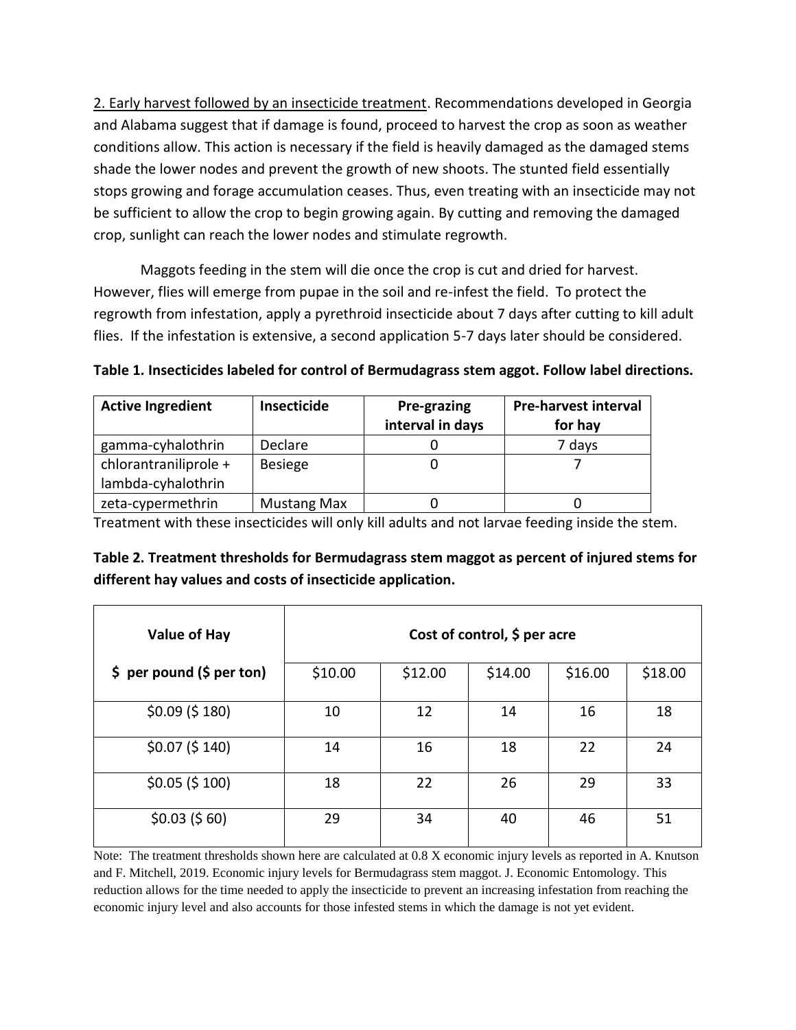<u>2. Early harvest followed by an insecticide treatment</u>. Recommendations developed in Georgia and Alabama suggest that if damage is found, proceed to harvest the crop as soon as weather conditions allow. This action is necessary if the field is heavily damaged as the damaged stems shade the lower nodes and prevent the growth of new shoots. The stunted field essentially stops growing and forage accumulation ceases. Thus, even treating with an insecticide may not be sufficient to allow the crop to begin growing again. By cutting and removing the damaged crop, sunlight can reach the lower nodes and stimulate regrowth.

Maggots feeding in the stem will die once the crop is cut and dried for harvest. However, flies will emerge from pupae in the soil and re-infest the field. To protect the regrowth from infestation, apply a pyrethroid insecticide about 7 days after cutting to kill adult flies. If the infestation is extensive, a second application 5-7 days later should be considered.

**Table 1. Insecticides labeled for control of Bermudagrass stem aggot. Follow label directions.**

| Active Ingredient | Insecticide | Pre-grazing interval in days | Pre-harvest interval for hay |
|---|---|---|---|
| gamma-cyhalothrin | Declare | 0 | 7 days |
| chlorantraniliprole + lambda-cyhalothrin | Besiege | 0 | 7 |
| zeta-cypermethrin | Mustang Max | 0 | 0 |

Treatment with these insecticides will only kill adults and not larvae feeding inside the stem.

**Table 2. Treatment thresholds for Bermudagrass stem maggot as percent of injured stems for different hay values and costs of insecticide application.**

| Value of Hay | Cost of control, $ per acre | | | | |
|---|---|---|---|---|---|
| $ per pound ($ per ton) | $10.00 | $12.00 | $14.00 | $16.00 | $18.00 |
| $0.09 ($ 180) | 10 | 12 | 14 | 16 | 18 |
| $0.07 ($ 140) | 14 | 16 | 18 | 22 | 24 |
| $0.05 ($ 100) | 18 | 22 | 26 | 29 | 33 |
| $0.03 ($ 60) | 29 | 34 | 40 | 46 | 51 |

Note: The treatment thresholds shown here are calculated at 0.8 X economic injury levels as reported in A. Knutson and F. Mitchell, 2019. Economic injury levels for Bermudagrass stem maggot. J. Economic Entomology. This reduction allows for the time needed to apply the insecticide to prevent an increasing infestation from reaching the economic injury level and also accounts for those infested stems in which the damage is not yet evident.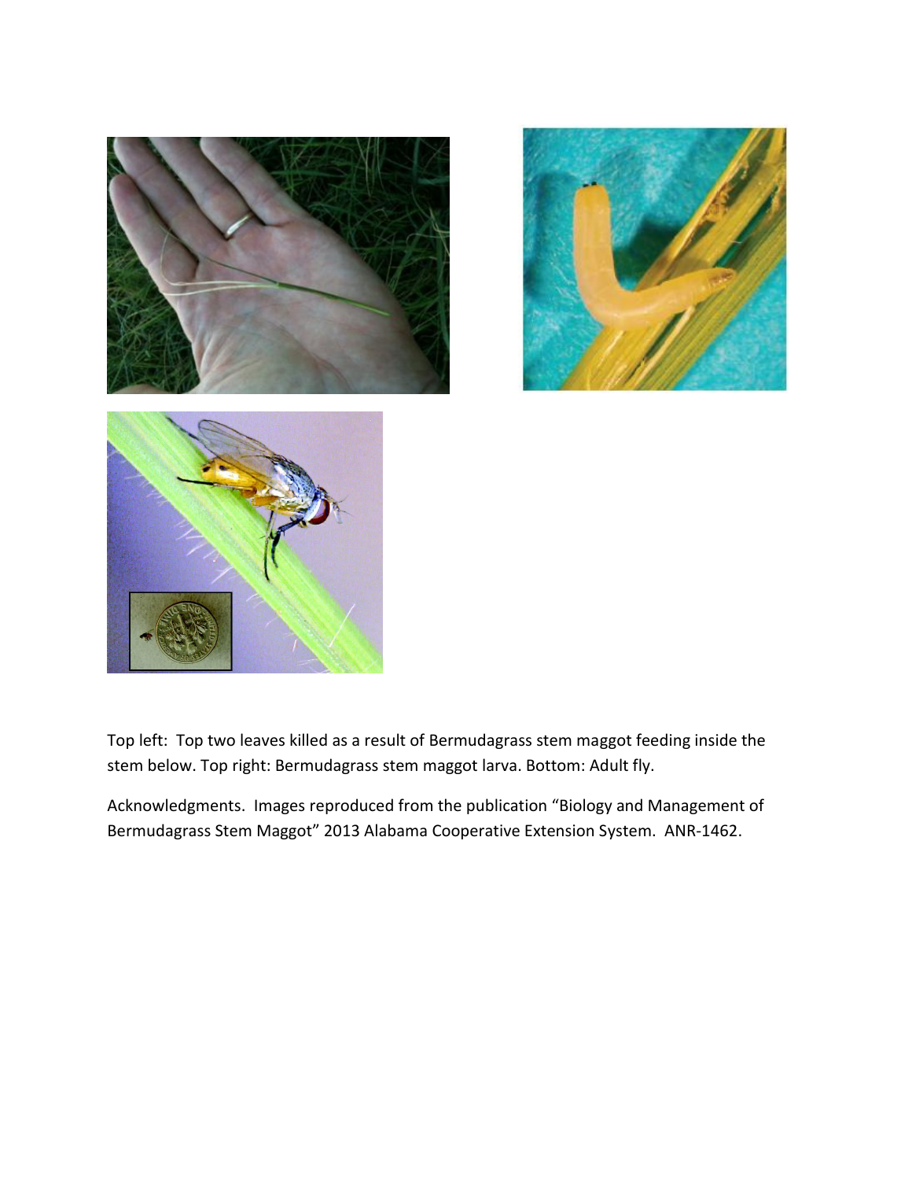Top left: Top two leaves killed as a result of Bermudagrass stem maggot feeding inside the stem below. Top right: Bermudagrass stem maggot larva. Bottom: Adult fly.

Acknowledgments. Images reproduced from the publication "Biology and Management of Bermudagrass Stem Maggot" 2013 Alabama Cooperative Extension System. ANR-1462.